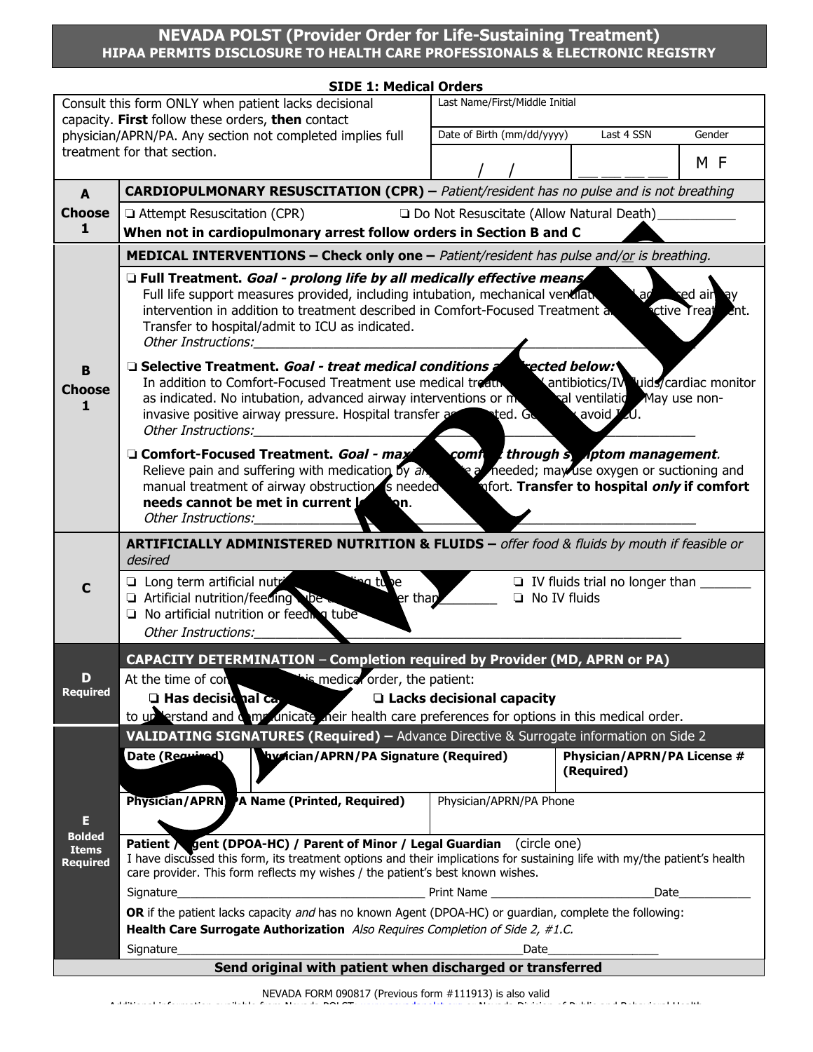# NEVADA POLST (Provider Order for Life-Sustaining Treatment)

**HIPAA PERMITS DISCLOSURE TO HEALTH CARE PROFESSIONALS & ELECTRONIC REGISTRY**

## SIDE 1: Medical Orders

| Consult this form ONLY when patient lacks decisional capacity. **First** follow these orders, **then** contact physician/APRN/PA. Any section not completed implies full treatment for that section. | Last Name/First/Middle Initial | | |
|---|---|---|---|
| | Date of Birth (mm/dd/yyyy) | Last 4 SSN | Gender |
| | / / | ___ ___ ___ ___ | M F |

### A — Choose 1

**CARDIOPULMONARY RESUSCITATION (CPR) –** *Patient/resident has no pulse and is not breathing*

❏ Attempt Resuscitation (CPR) ❏ Do Not Resuscitate (Allow Natural Death)__________

**When not in cardiopulmonary arrest follow orders in Section B and C**

### B — Choose 1

**MEDICAL INTERVENTIONS – Check only one –** *Patient/resident has pulse and/or is breathing.*

❏ **Full Treatment.** ***Goal - prolong life by all medically effective means.***
Full life support measures provided, including intubation, mechanical ventilation and advanced airway intervention in addition to treatment described in Comfort-Focused Treatment and Selective Treatment. Transfer to hospital/admit to ICU as indicated.
*Other Instructions:*______________________________________________

❏ **Selective Treatment.** ***Goal - treat medical conditions as selected below:***
In addition to Comfort-Focused Treatment use medical treatment, antibiotics/IV fluids/cardiac monitor as indicated. No intubation, advanced airway interventions or mechanical ventilation. May use non-invasive positive airway pressure. Hospital transfer as indicated. Generally avoid ICU.
*Other Instructions:*______________________________________________

❏ **Comfort-Focused Treatment.** ***Goal - maximize comfort through symptom management.***
Relieve pain and suffering with medication by any route as needed; may use oxygen or suctioning and manual treatment of airway obstruction as needed for comfort. **Transfer to hospital *only* if comfort needs cannot be met in current location.**
*Other Instructions:*______________________________________________

### C

**ARTIFICIALLY ADMINISTERED NUTRITION & FLUIDS –** *offer food & fluids by mouth if feasible or desired*

❏ Long term artificial nutrition/feeding tube ❏ IV fluids trial no longer than _______
❏ Artificial nutrition/feeding tube trial no longer than _______ ❏ No IV fluids
❏ No artificial nutrition or feeding tube
*Other Instructions:*______________________________________________

### D — Required

**CAPACITY DETERMINATION – Completion required by Provider (MD, APRN or PA)**

At the time of completing this medical order, the patient:

❏ **Has decisional capacity** ❏ **Lacks decisional capacity**

to understand and communicate their health care preferences for options in this medical order.

### E — Bolded Items Required

**VALIDATING SIGNATURES (Required) –** Advance Directive & Surrogate information on Side 2

| **Date (Required)** | **Physician/APRN/PA Signature (Required)** | **Physician/APRN/PA License # (Required)** |
|---|---|---|
| | | |

| **Physician/APRN/PA Name (Printed, Required)** | Physician/APRN/PA Phone |
|---|---|
| | |

**Patient / Agent (DPOA-HC) / Parent of Minor / Legal Guardian** (circle one)
I have discussed this form, its treatment options and their implications for sustaining life with my/the patient's health care provider. This form reflects my wishes / the patient's best known wishes.

Signature____________________________________ Print Name ________________________Date___________

**OR** if the patient lacks capacity *and* has no known Agent (DPOA-HC) or guardian, complete the following:
**Health Care Surrogate Authorization** *Also Requires Completion of Side 2, #1.C.*

Signature_______________________________________________________Date_________________

**Send original with patient when discharged or transferred**

NEVADA FORM 090817 (Previous form #111913) is also valid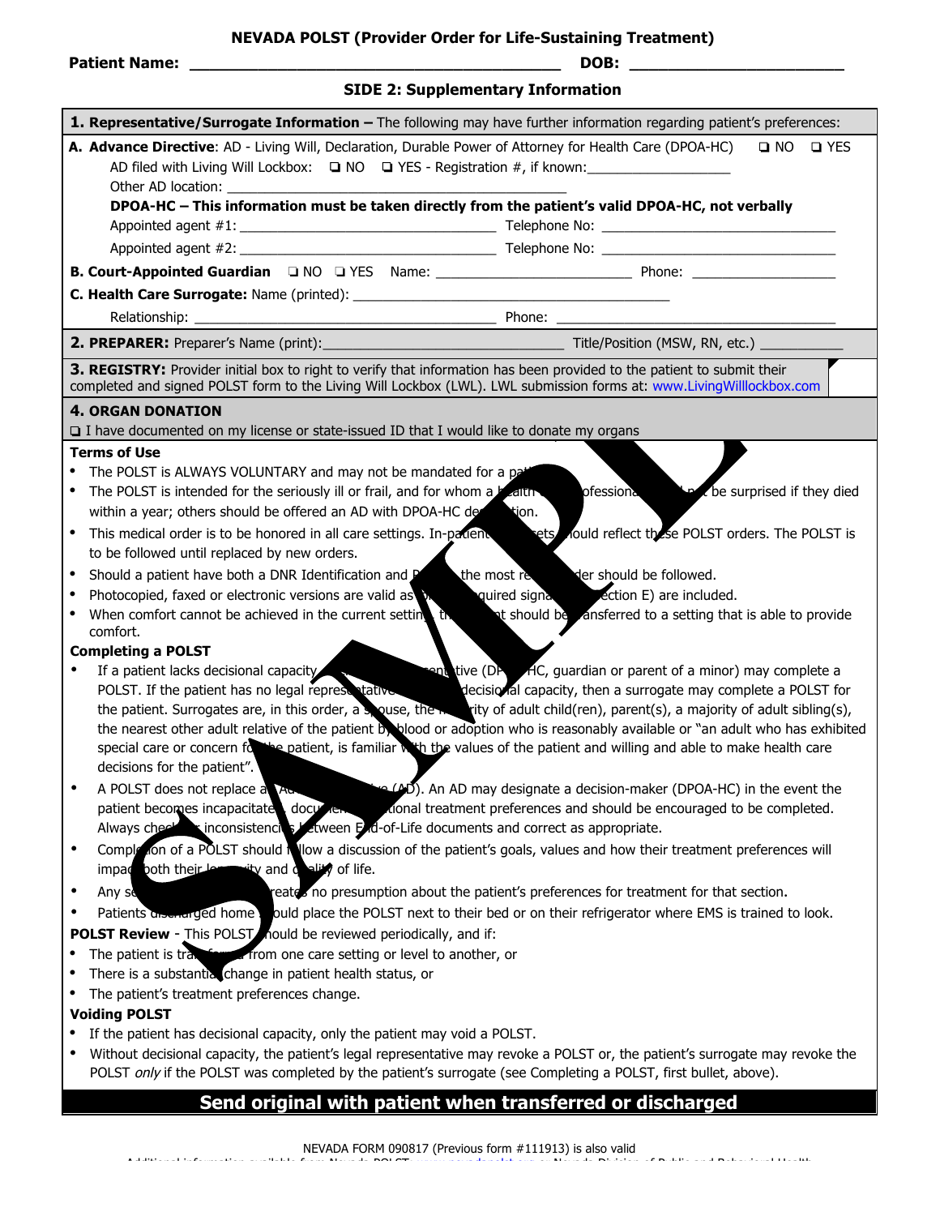# NEVADA POLST (Provider Order for Life-Sustaining Treatment)

**Patient Name:** ______________________________ **DOB:** ____________________

## SIDE 2: Supplementary Information

**1. Representative/Surrogate Information –** The following may have further information regarding patient's preferences:

**A. Advance Directive**: AD - Living Will, Declaration, Durable Power of Attorney for Health Care (DPOA-HC) ❑ NO ❑ YES

AD filed with Living Will Lockbox: ❑ NO ❑ YES - Registration #, if known:__________________

Other AD location: ______________________________

**DPOA-HC – This information must be taken directly from the patient's valid DPOA-HC, not verbally**

Appointed agent #1: ______________________________ Telephone No: ______________________________

Appointed agent #2: ______________________________ Telephone No: ______________________________

**B. Court-Appointed Guardian** ❑ NO ❑ YES Name: ______________________ Phone: __________________

**C. Health Care Surrogate:** Name (printed): ______________________________

Relationship: ______________________________ Phone: ______________________________

**2. PREPARER:** Preparer's Name (print):______________________________ Title/Position (MSW, RN, etc.) __________

**3. REGISTRY:** Provider initial box to right to verify that information has been provided to the patient to submit their completed and signed POLST form to the Living Will Lockbox (LWL). LWL submission forms at: www.LivingWilllockbox.com

**4. ORGAN DONATION**

❑ I have documented on my license or state-issued ID that I would like to donate my organs

**Terms of Use**

- The POLST is ALWAYS VOLUNTARY and may not be mandated for a patient.
- The POLST is intended for the seriously ill or frail, and for whom a health care professional would not be surprised if they died within a year; others should be offered an AD with DPOA-HC designation.
- This medical order is to be honored in all care settings. In-patient order sets should reflect these POLST orders. The POLST is to be followed until replaced by new orders.
- Should a patient have both a DNR Identification and POLST, the most recent order should be followed.
- Photocopied, faxed or electronic versions are valid as long as required signatures (Section E) are included.
- When comfort cannot be achieved in the current setting, the patient should be transferred to a setting that is able to provide comfort.

**Completing a POLST**

- If a patient lacks decisional capacity, a legal representative (DPOA-HC, guardian or parent of a minor) may complete a POLST. If the patient has no legal representative and lacks decisional capacity, then a surrogate may complete a POLST for the patient. Surrogates are, in this order, a spouse, the majority of adult child(ren), parent(s), a majority of adult sibling(s), the nearest other adult relative of the patient by blood or adoption who is reasonably available or "an adult who has exhibited special care or concern for the patient, is familiar with the values of the patient and willing and able to make health care decisions for the patient".
- A POLST does not replace an Advance Directive (AD). An AD may designate a decision-maker (DPOA-HC) in the event the patient becomes incapacitated, documents additional treatment preferences and should be encouraged to be completed. Always check for inconsistencies between End-of-Life documents and correct as appropriate.
- Completion of a POLST should follow a discussion of the patient's goals, values and how their treatment preferences will impact both their longevity and quality of life.
- Any section left blank creates no presumption about the patient's preferences for treatment for that section.
- Patients discharged home should place the POLST next to their bed or on their refrigerator where EMS is trained to look.

**POLST Review** - This POLST should be reviewed periodically, and if:

- The patient is transferred from one care setting or level to another, or
- There is a substantial change in patient health status, or
- The patient's treatment preferences change.

**Voiding POLST**

- If the patient has decisional capacity, only the patient may void a POLST.
- Without decisional capacity, the patient's legal representative may revoke a POLST or, the patient's surrogate may revoke the POLST *only* if the POLST was completed by the patient's surrogate (see Completing a POLST, first bullet, above).

**Send original with patient when transferred or discharged**

NEVADA FORM 090817 (Previous form #111913) is also valid